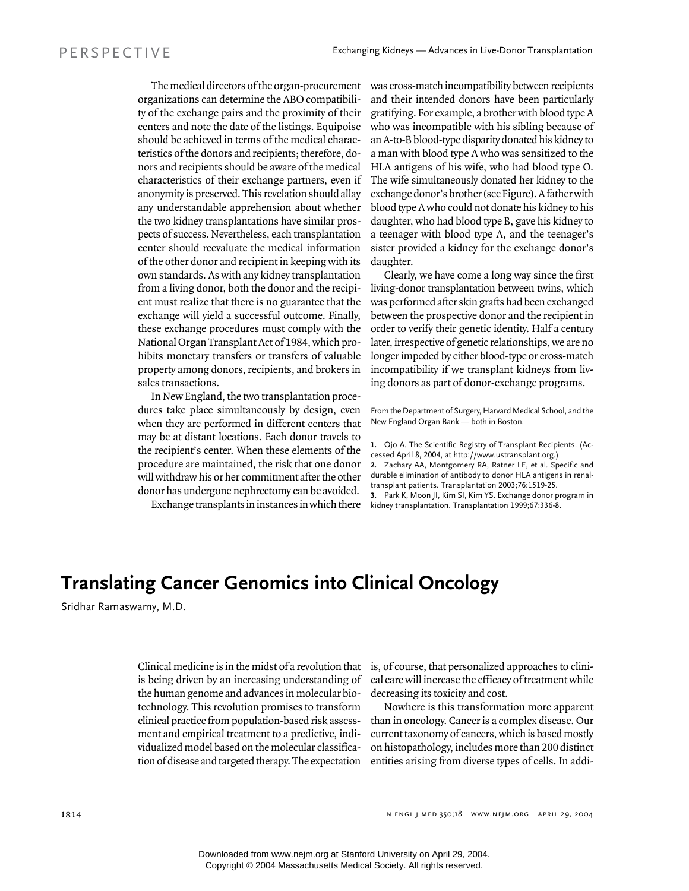The medical directors of the organ-procurement organizations can determine the ABO compatibility of the exchange pairs and the proximity of their centers and note the date of the listings. Equipoise should be achieved in terms of the medical characteristics of the donors and recipients; therefore, donors and recipients should be aware of the medical characteristics of their exchange partners, even if anonymity is preserved. This revelation should allay any understandable apprehension about whether the two kidney transplantations have similar prospects of success. Nevertheless, each transplantation center should reevaluate the medical information of the other donor and recipient in keeping with its own standards. As with any kidney transplantation from a living donor, both the donor and the recipient must realize that there is no guarantee that the exchange will yield a successful outcome. Finally, these exchange procedures must comply with the National Organ Transplant Act of 1984, which prohibits monetary transfers or transfers of valuable property among donors, recipients, and brokers in sales transactions.

In New England, the two transplantation procedures take place simultaneously by design, even when they are performed in different centers that may be at distant locations. Each donor travels to the recipient's center. When these elements of the procedure are maintained, the risk that one donor will withdraw his or her commitment after the other donor has undergone nephrectomy can be avoided.

Exchange transplants in instances in which there was cross-match incompatibility between recipients and their intended donors have been particularly gratifying. For example, a brother with blood type A who was incompatible with his sibling because of an A-to-B blood-type disparity donated his kidney to a man with blood type A who was sensitized to the HLA antigens of his wife, who had blood type O. The wife simultaneously donated her kidney to the exchange donor's brother (see Figure). A father with blood type A who could not donate his kidney to his daughter, who had blood type B, gave his kidney to a teenager with blood type A, and the teenager's sister provided a kidney for the exchange donor's daughter.

Clearly, we have come a long way since the first living-donor transplantation between twins, which was performed after skin grafts had been exchanged between the prospective donor and the recipient in order to verify their genetic identity. Half a century later, irrespective of genetic relationships, we are no longer impeded by either blood-type or cross-match incompatibility if we transplant kidneys from living donors as part of donor-exchange programs.

From the Department of Surgery, Harvard Medical School, and the New England Organ Bank — both in Boston.

1. Ojo A. The Scientific Registry of Transplant Recipients. (Accessed April 8, 2004, at http://www.ustransplant.org.)
2. Zachary AA, Montgomery RA, Ratner LE, et al. Specific and durable elimination of antibody to donor HLA antigens in renal-transplant patients. Transplantation 2003;76:1519-25.
3. Park K, Moon JI, Kim SI, Kim YS. Exchange donor program in kidney transplantation. Transplantation 1999;67:336-8.

# Translating Cancer Genomics into Clinical Oncology

Sridhar Ramaswamy, M.D.

Clinical medicine is in the midst of a revolution that is being driven by an increasing understanding of the human genome and advances in molecular biotechnology. This revolution promises to transform clinical practice from population-based risk assessment and empirical treatment to a predictive, individualized model based on the molecular classification of disease and targeted therapy. The expectation is, of course, that personalized approaches to clinical care will increase the efficacy of treatment while decreasing its toxicity and cost.

Nowhere is this transformation more apparent than in oncology. Cancer is a complex disease. Our current taxonomy of cancers, which is based mostly on histopathology, includes more than 200 distinct entities arising from diverse types of cells. In addi-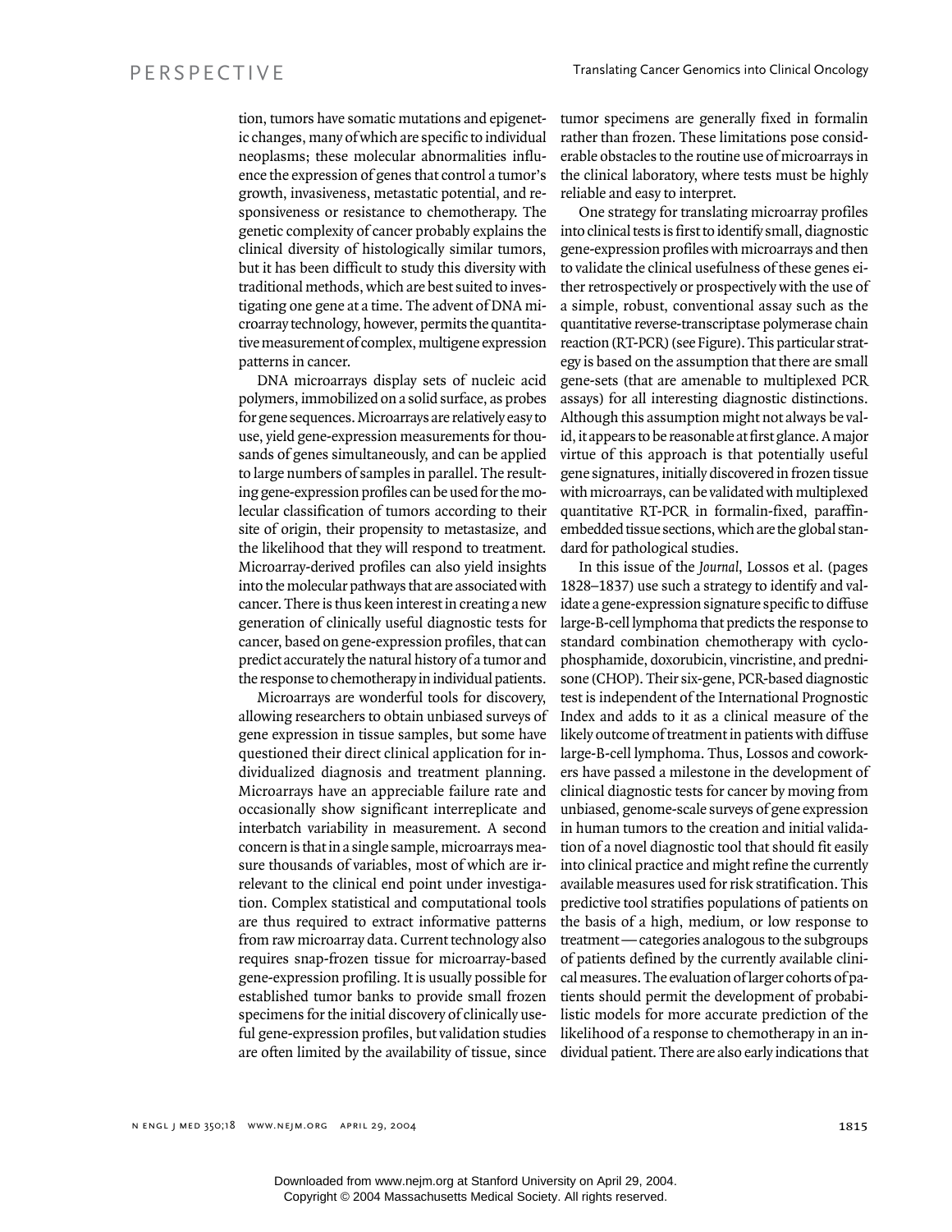tion, tumors have somatic mutations and epigenetic changes, many of which are specific to individual neoplasms; these molecular abnormalities influence the expression of genes that control a tumor's growth, invasiveness, metastatic potential, and responsiveness or resistance to chemotherapy. The genetic complexity of cancer probably explains the clinical diversity of histologically similar tumors, but it has been difficult to study this diversity with traditional methods, which are best suited to investigating one gene at a time. The advent of DNA microarray technology, however, permits the quantitative measurement of complex, multigene expression patterns in cancer.

DNA microarrays display sets of nucleic acid polymers, immobilized on a solid surface, as probes for gene sequences. Microarrays are relatively easy to use, yield gene-expression measurements for thousands of genes simultaneously, and can be applied to large numbers of samples in parallel. The resulting gene-expression profiles can be used for the molecular classification of tumors according to their site of origin, their propensity to metastasize, and the likelihood that they will respond to treatment. Microarray-derived profiles can also yield insights into the molecular pathways that are associated with cancer. There is thus keen interest in creating a new generation of clinically useful diagnostic tests for cancer, based on gene-expression profiles, that can predict accurately the natural history of a tumor and the response to chemotherapy in individual patients.

Microarrays are wonderful tools for discovery, allowing researchers to obtain unbiased surveys of gene expression in tissue samples, but some have questioned their direct clinical application for individualized diagnosis and treatment planning. Microarrays have an appreciable failure rate and occasionally show significant interreplicate and interbatch variability in measurement. A second concern is that in a single sample, microarrays measure thousands of variables, most of which are irrelevant to the clinical end point under investigation. Complex statistical and computational tools are thus required to extract informative patterns from raw microarray data. Current technology also requires snap-frozen tissue for microarray-based gene-expression profiling. It is usually possible for established tumor banks to provide small frozen specimens for the initial discovery of clinically useful gene-expression profiles, but validation studies are often limited by the availability of tissue, since tumor specimens are generally fixed in formalin rather than frozen. These limitations pose considerable obstacles to the routine use of microarrays in the clinical laboratory, where tests must be highly reliable and easy to interpret.

One strategy for translating microarray profiles into clinical tests is first to identify small, diagnostic gene-expression profiles with microarrays and then to validate the clinical usefulness of these genes either retrospectively or prospectively with the use of a simple, robust, conventional assay such as the quantitative reverse-transcriptase polymerase chain reaction (RT-PCR) (see Figure). This particular strategy is based on the assumption that there are small gene-sets (that are amenable to multiplexed PCR assays) for all interesting diagnostic distinctions. Although this assumption might not always be valid, it appears to be reasonable at first glance. A major virtue of this approach is that potentially useful gene signatures, initially discovered in frozen tissue with microarrays, can be validated with multiplexed quantitative RT-PCR in formalin-fixed, paraffin-embedded tissue sections, which are the global standard for pathological studies.

In this issue of the *Journal*, Lossos et al. (pages 1828–1837) use such a strategy to identify and validate a gene-expression signature specific to diffuse large-B-cell lymphoma that predicts the response to standard combination chemotherapy with cyclophosphamide, doxorubicin, vincristine, and prednisone (CHOP). Their six-gene, PCR-based diagnostic test is independent of the International Prognostic Index and adds to it as a clinical measure of the likely outcome of treatment in patients with diffuse large-B-cell lymphoma. Thus, Lossos and coworkers have passed a milestone in the development of clinical diagnostic tests for cancer by moving from unbiased, genome-scale surveys of gene expression in human tumors to the creation and initial validation of a novel diagnostic tool that should fit easily into clinical practice and might refine the currently available measures used for risk stratification. This predictive tool stratifies populations of patients on the basis of a high, medium, or low response to treatment — categories analogous to the subgroups of patients defined by the currently available clinical measures. The evaluation of larger cohorts of patients should permit the development of probabilistic models for more accurate prediction of the likelihood of a response to chemotherapy in an individual patient. There are also early indications that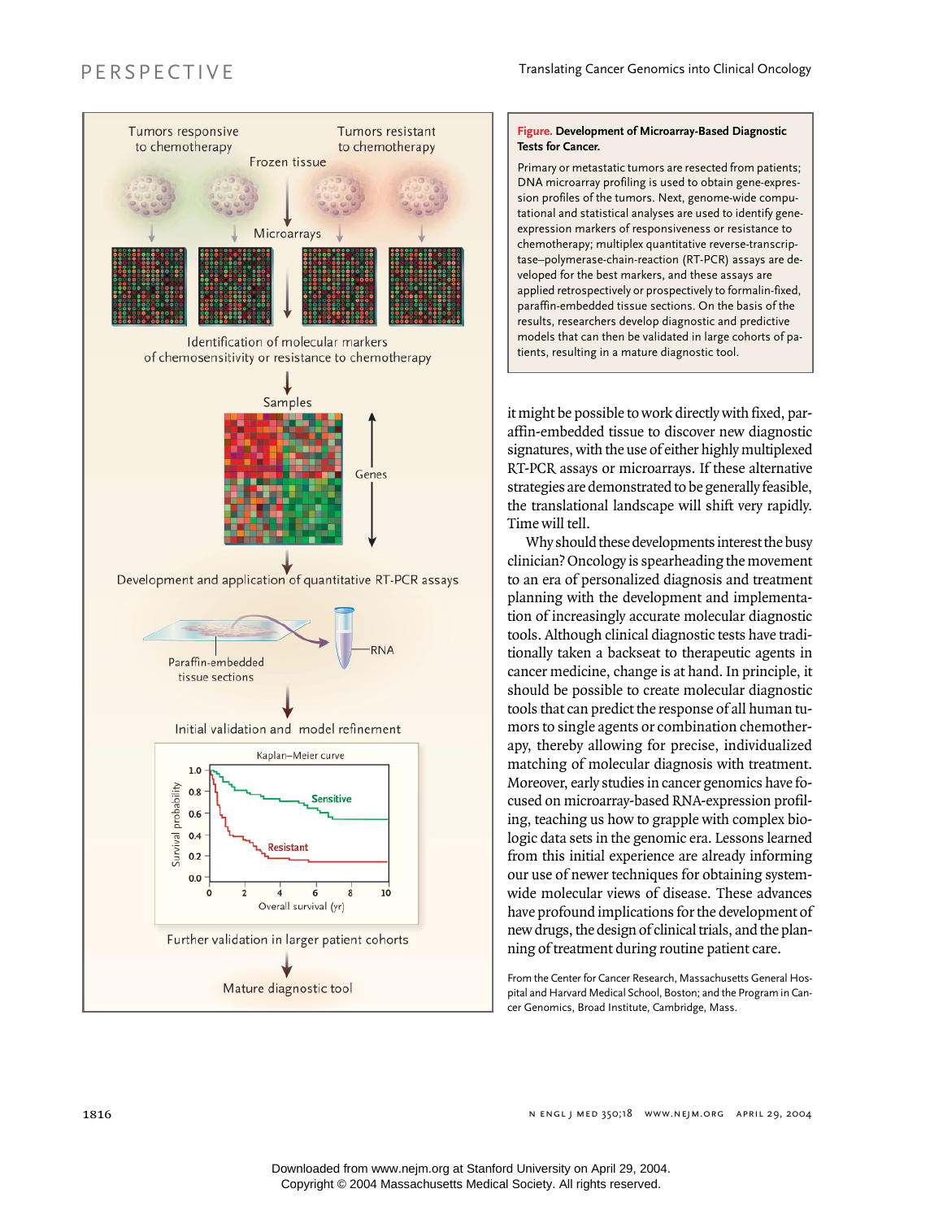Tumors responsive to chemotherapy

Tumors resistant to chemotherapy

Frozen tissue

Microarrays

Identification of molecular markers of chemosensitivity or resistance to chemotherapy

Samples

Genes

Development and application of quantitative RT-PCR assays

Paraffin-embedded tissue sections

RNA

Initial validation and model refinement

Kaplan–Meier curve

Survival probability

1.0
0.8
0.6
0.4
0.2
0.0

Sensitive

Resistant

0
2
4
6
8
10

Overall survival (yr)

Further validation in larger patient cohorts

Mature diagnostic tool

**Figure. Development of Microarray-Based Diagnostic Tests for Cancer.**

Primary or metastatic tumors are resected from patients; DNA microarray profiling is used to obtain gene-expression profiles of the tumors. Next, genome-wide computational and statistical analyses are used to identify gene-expression markers of responsiveness or resistance to chemotherapy; multiplex quantitative reverse-transcriptase–polymerase-chain-reaction (RT-PCR) assays are developed for the best markers, and these assays are applied retrospectively or prospectively to formalin-fixed, paraffin-embedded tissue sections. On the basis of the results, researchers develop diagnostic and predictive models that can then be validated in large cohorts of patients, resulting in a mature diagnostic tool.

it might be possible to work directly with fixed, paraffin-embedded tissue to discover new diagnostic signatures, with the use of either highly multiplexed RT-PCR assays or microarrays. If these alternative strategies are demonstrated to be generally feasible, the translational landscape will shift very rapidly. Time will tell.

Why should these developments interest the busy clinician? Oncology is spearheading the movement to an era of personalized diagnosis and treatment planning with the development and implementation of increasingly accurate molecular diagnostic tools. Although clinical diagnostic tests have traditionally taken a backseat to therapeutic agents in cancer medicine, change is at hand. In principle, it should be possible to create molecular diagnostic tools that can predict the response of all human tumors to single agents or combination chemotherapy, thereby allowing for precise, individualized matching of molecular diagnosis with treatment. Moreover, early studies in cancer genomics have focused on microarray-based RNA-expression profiling, teaching us how to grapple with complex biologic data sets in the genomic era. Lessons learned from this initial experience are already informing our use of newer techniques for obtaining systemwide molecular views of disease. These advances have profound implications for the development of new drugs, the design of clinical trials, and the planning of treatment during routine patient care.

From the Center for Cancer Research, Massachusetts General Hospital and Harvard Medical School, Boston; and the Program in Cancer Genomics, Broad Institute, Cambridge, Mass.